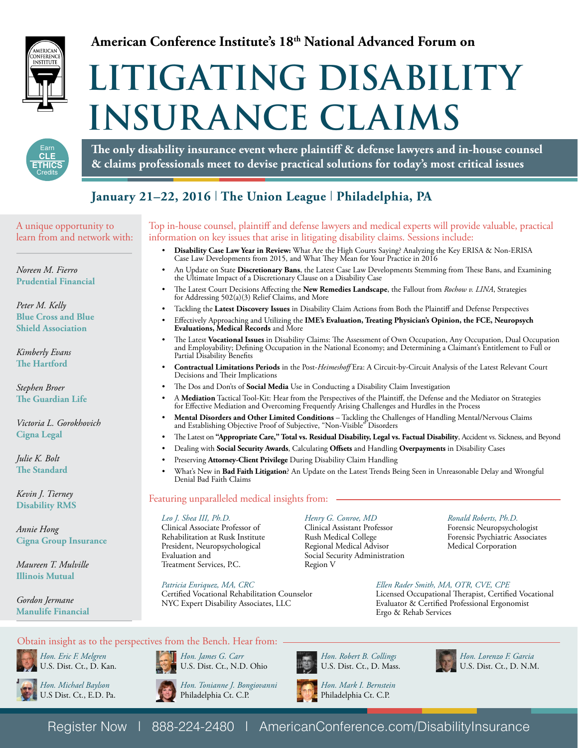American Conference Institute's 18th National Advanced Forum on

# LITIGATING DISABILITY INSURANCE CLAIMS

Earn CLE ETHICS Credits

**The only disability insurance event where plaintiff & defense lawyers and in-house counsel & claims professionals meet to devise practical solutions for today's most critical issues**

## January 21–22, 2016 | The Union League | Philadelphia, PA

A unique opportunity to learn from and network with:

*Noreen M. Fierro*
**Prudential Financial**

*Peter M. Kelly*
**Blue Cross and Blue Shield Association**

*Kimberly Evans*
**The Hartford**

*Stephen Broer*
**The Guardian Life**

*Victoria L. Gorokhovich*
**Cigna Legal**

*Julie K. Bolt*
**The Standard**

*Kevin J. Tierney*
**Disability RMS**

*Annie Hong*
**Cigna Group Insurance**

*Maureen T. Mulville*
**Illinois Mutual**

*Gordon Jermane*
**Manulife Financial**

Top in-house counsel, plaintiff and defense lawyers and medical experts will provide valuable, practical information on key issues that arise in litigating disability claims. Sessions include:

- **Disability Case Law Year in Review:** What Are the High Courts Saying? Analyzing the Key ERISA & Non-ERISA Case Law Developments from 2015, and What They Mean for Your Practice in 2016
- An Update on State **Discretionary Bans**, the Latest Case Law Developments Stemming from These Bans, and Examining the Ultimate Impact of a Discretionary Clause on a Disability Case
- The Latest Court Decisions Affecting the **New Remedies Landscape**, the Fallout from *Rochow v. LINA*, Strategies for Addressing 502(a)(3) Relief Claims, and More
- Tackling the **Latest Discovery Issues** in Disability Claim Actions from Both the Plaintiff and Defense Perspectives
- Effectively Approaching and Utilizing the **IME's Evaluation, Treating Physician's Opinion, the FCE, Neuropsych Evaluations, Medical Records** and More
- The Latest **Vocational Issues** in Disability Claims: The Assessment of Own Occupation, Any Occupation, Dual Occupation and Employability; Defining Occupation in the National Economy; and Determining a Claimant's Entitlement to Full or Partial Disability Benefits
- **Contractual Limitations Periods** in the Post-*Heimeshoff* Era: A Circuit-by-Circuit Analysis of the Latest Relevant Court Decisions and Their Implications
- The Dos and Don'ts of **Social Media** Use in Conducting a Disability Claim Investigation
- A **Mediation** Tactical Tool-Kit: Hear from the Perspectives of the Plaintiff, the Defense and the Mediator on Strategies for Effective Mediation and Overcoming Frequently Arising Challenges and Hurdles in the Process
- **Mental Disorders and Other Limited Conditions** – Tackling the Challenges of Handling Mental/Nervous Claims and Establishing Objective Proof of Subjective, "Non-Visible" Disorders
- The Latest on **"Appropriate Care," Total vs. Residual Disability, Legal vs. Factual Disability**, Accident vs. Sickness, and Beyond
- Dealing with **Social Security Awards**, Calculating **Offsets** and Handling **Overpayments** in Disability Cases
- Preserving **Attorney-Client Privilege** During Disability Claim Handling
- What's New in **Bad Faith Litigation**? An Update on the Latest Trends Being Seen in Unreasonable Delay and Wrongful Denial Bad Faith Claims

Featuring unparalleled medical insights from:

*Leo J. Shea III, Ph.D.*
Clinical Associate Professor of Rehabilitation at Rusk Institute
President, Neuropsychological Evaluation and Treatment Services, P.C.

*Henry G. Conroe, MD*
Clinical Assistant Professor
Rush Medical College
Regional Medical Advisor
Social Security Administration
Region V

*Ronald Roberts, Ph.D.*
Forensic Neuropsychologist
Forensic Psychiatric Associates Medical Corporation

*Patricia Enriquez, MA, CRC*
Certified Vocational Rehabilitation Counselor
NYC Expert Disability Associates, LLC

*Ellen Rader Smith, MA, OTR, CVE, CPE*
Licensed Occupational Therapist, Certified Vocational Evaluator & Certified Professional Ergonomist
Ergo & Rehab Services

Obtain insight as to the perspectives from the Bench. Hear from:

*Hon. Eric F. Melgren*
U.S. Dist. Ct., D. Kan.

*Hon. James G. Carr*
U.S. Dist. Ct., N.D. Ohio

*Hon. Robert B. Collings*
U.S. Dist. Ct., D. Mass.

*Hon. Lorenzo F. Garcia*
U.S. Dist. Ct., D. N.M.

*Hon. Michael Baylson*
U.S Dist. Ct., E.D. Pa.

*Hon. Tonianne J. Bongiovanni*
Philadelphia Ct. C.P.

*Hon. Mark I. Bernstein*
Philadelphia Ct. C.P.

Register Now | 888-224-2480 | AmericanConference.com/DisabilityInsurance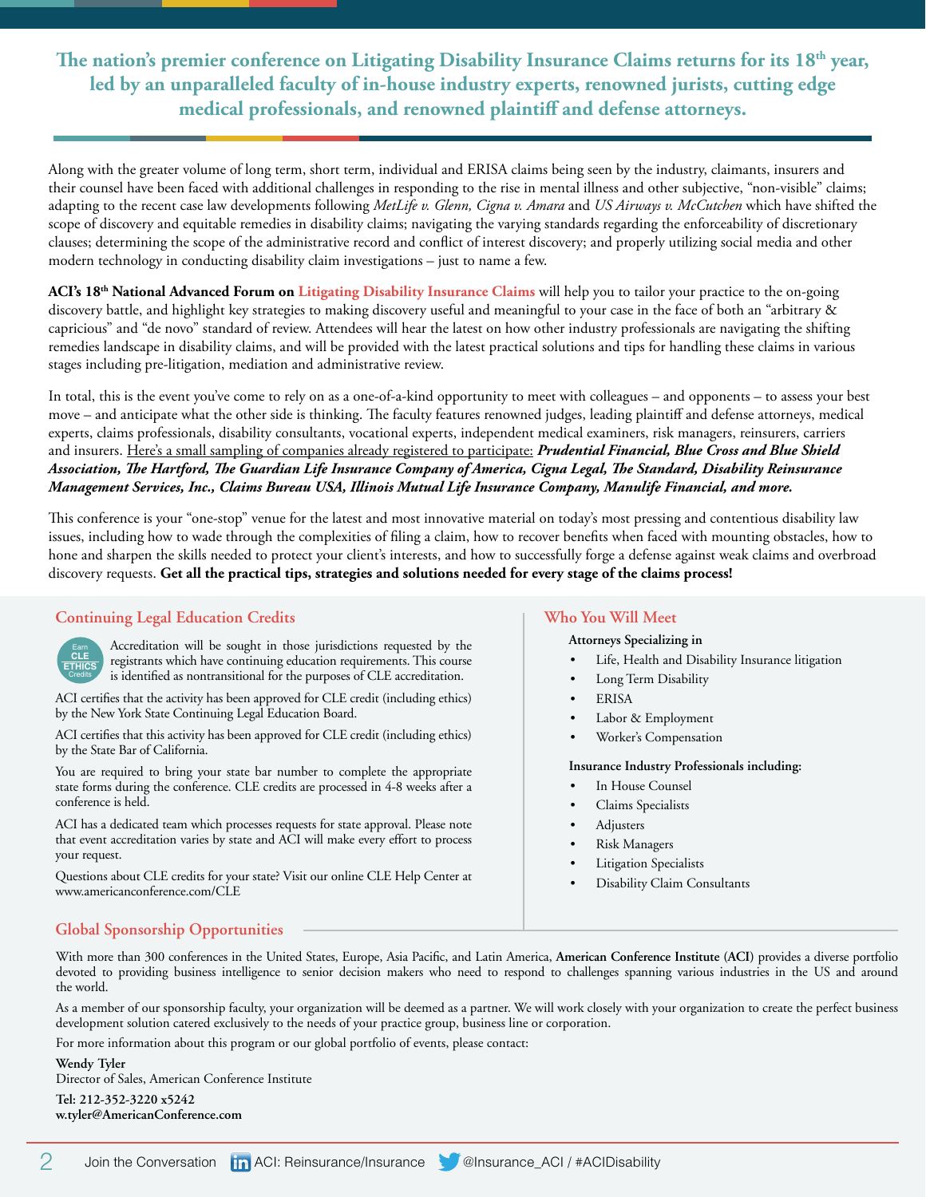**The nation's premier conference on Litigating Disability Insurance Claims returns for its 18th year, led by an unparalleled faculty of in-house industry experts, renowned jurists, cutting edge medical professionals, and renowned plaintiff and defense attorneys.**

Along with the greater volume of long term, short term, individual and ERISA claims being seen by the industry, claimants, insurers and their counsel have been faced with additional challenges in responding to the rise in mental illness and other subjective, "non-visible" claims; adapting to the recent case law developments following *MetLife v. Glenn, Cigna v. Amara* and *US Airways v. McCutchen* which have shifted the scope of discovery and equitable remedies in disability claims; navigating the varying standards regarding the enforceability of discretionary clauses; determining the scope of the administrative record and conflict of interest discovery; and properly utilizing social media and other modern technology in conducting disability claim investigations – just to name a few.

**ACI's 18th National Advanced Forum on** Litigating Disability Insurance Claims will help you to tailor your practice to the on-going discovery battle, and highlight key strategies to making discovery useful and meaningful to your case in the face of both an "arbitrary & capricious" and "de novo" standard of review. Attendees will hear the latest on how other industry professionals are navigating the shifting remedies landscape in disability claims, and will be provided with the latest practical solutions and tips for handling these claims in various stages including pre-litigation, mediation and administrative review.

In total, this is the event you've come to rely on as a one-of-a-kind opportunity to meet with colleagues – and opponents – to assess your best move – and anticipate what the other side is thinking. The faculty features renowned judges, leading plaintiff and defense attorneys, medical experts, claims professionals, disability consultants, vocational experts, independent medical examiners, risk managers, reinsurers, carriers and insurers. Here's a small sampling of companies already registered to participate: ***Prudential Financial, Blue Cross and Blue Shield Association, The Hartford, The Guardian Life Insurance Company of America, Cigna Legal, The Standard, Disability Reinsurance Management Services, Inc., Claims Bureau USA, Illinois Mutual Life Insurance Company, Manulife Financial, and more.***

This conference is your "one-stop" venue for the latest and most innovative material on today's most pressing and contentious disability law issues, including how to wade through the complexities of filing a claim, how to recover benefits when faced with mounting obstacles, how to hone and sharpen the skills needed to protect your client's interests, and how to successfully forge a defense against weak claims and overbroad discovery requests. **Get all the practical tips, strategies and solutions needed for every stage of the claims process!**

## Continuing Legal Education Credits

Earn CLE ETHICS Credits

Accreditation will be sought in those jurisdictions requested by the registrants which have continuing education requirements. This course is identified as nontransitional for the purposes of CLE accreditation.

ACI certifies that the activity has been approved for CLE credit (including ethics) by the New York State Continuing Legal Education Board.

ACI certifies that this activity has been approved for CLE credit (including ethics) by the State Bar of California.

You are required to bring your state bar number to complete the appropriate state forms during the conference. CLE credits are processed in 4-8 weeks after a conference is held.

ACI has a dedicated team which processes requests for state approval. Please note that event accreditation varies by state and ACI will make every effort to process your request.

Questions about CLE credits for your state? Visit our online CLE Help Center at www.americanconference.com/CLE

## Who You Will Meet

**Attorneys Specializing in**

- Life, Health and Disability Insurance litigation
- Long Term Disability
- ERISA
- Labor & Employment
- Worker's Compensation

**Insurance Industry Professionals including:**

- In House Counsel
- Claims Specialists
- Adjusters
- Risk Managers
- Litigation Specialists
- Disability Claim Consultants

## Global Sponsorship Opportunities

With more than 300 conferences in the United States, Europe, Asia Pacific, and Latin America, **American Conference Institute (ACI)** provides a diverse portfolio devoted to providing business intelligence to senior decision makers who need to respond to challenges spanning various industries in the US and around the world.

As a member of our sponsorship faculty, your organization will be deemed as a partner. We will work closely with your organization to create the perfect business development solution catered exclusively to the needs of your practice group, business line or corporation.

For more information about this program or our global portfolio of events, please contact:

**Wendy Tyler**
Director of Sales, American Conference Institute
**Tel: 212-352-3220 x5242**
**w.tyler@AmericanConference.com**

Join the Conversation ACI: Reinsurance/Insurance @Insurance_ACI / #ACIDisability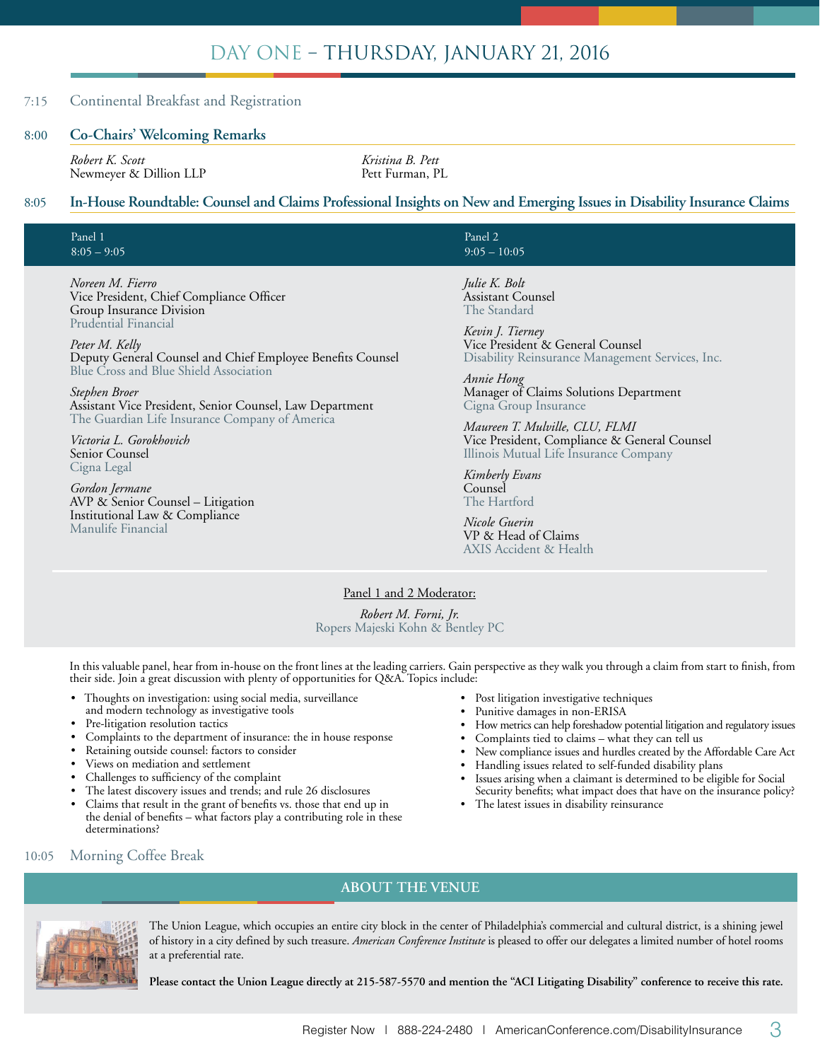# DAY ONE – THURSDAY, JANUARY 21, 2016

7:15 Continental Breakfast and Registration

## 8:00 Co-Chairs' Welcoming Remarks

*Robert K. Scott*
Newmeyer & Dillion LLP

*Kristina B. Pett*
Pett Furman, PL

## 8:05 In-House Roundtable: Counsel and Claims Professional Insights on New and Emerging Issues in Disability Insurance Claims

**Panel 1**
8:05 – 9:05

*Noreen M. Fierro*
Vice President, Chief Compliance Officer
Group Insurance Division
Prudential Financial

*Peter M. Kelly*
Deputy General Counsel and Chief Employee Benefits Counsel
Blue Cross and Blue Shield Association

*Stephen Broer*
Assistant Vice President, Senior Counsel, Law Department
The Guardian Life Insurance Company of America

*Victoria L. Gorokhovich*
Senior Counsel
Cigna Legal

*Gordon Jermane*
AVP & Senior Counsel – Litigation
Institutional Law & Compliance
Manulife Financial

**Panel 2**
9:05 – 10:05

*Julie K. Bolt*
Assistant Counsel
The Standard

*Kevin J. Tierney*
Vice President & General Counsel
Disability Reinsurance Management Services, Inc.

*Annie Hong*
Manager of Claims Solutions Department
Cigna Group Insurance

*Maureen T. Mulville, CLU, FLMI*
Vice President, Compliance & General Counsel
Illinois Mutual Life Insurance Company

*Kimberly Evans*
Counsel
The Hartford

*Nicole Guerin*
VP & Head of Claims
AXIS Accident & Health

Panel 1 and 2 Moderator:

*Robert M. Forni, Jr.*
Ropers Majeski Kohn & Bentley PC

In this valuable panel, hear from in-house on the front lines at the leading carriers. Gain perspective as they walk you through a claim from start to finish, from their side. Join a great discussion with plenty of opportunities for Q&A. Topics include:

- Thoughts on investigation: using social media, surveillance and modern technology as investigative tools
- Pre-litigation resolution tactics
- Complaints to the department of insurance: the in house response
- Retaining outside counsel: factors to consider
- Views on mediation and settlement
- Challenges to sufficiency of the complaint
- The latest discovery issues and trends; and rule 26 disclosures
- Claims that result in the grant of benefits vs. those that end up in the denial of benefits – what factors play a contributing role in these determinations?
- Post litigation investigative techniques
- Punitive damages in non-ERISA
- How metrics can help foreshadow potential litigation and regulatory issues
- Complaints tied to claims – what they can tell us
- New compliance issues and hurdles created by the Affordable Care Act
- Handling issues related to self-funded disability plans
- Issues arising when a claimant is determined to be eligible for Social Security benefits; what impact does that have on the insurance policy?
- The latest issues in disability reinsurance

10:05 Morning Coffee Break

## ABOUT THE VENUE

The Union League, which occupies an entire city block in the center of Philadelphia's commercial and cultural district, is a shining jewel of history in a city defined by such treasure. *American Conference Institute* is pleased to offer our delegates a limited number of hotel rooms at a preferential rate.

**Please contact the Union League directly at 215-587-5570 and mention the "ACI Litigating Disability" conference to receive this rate.**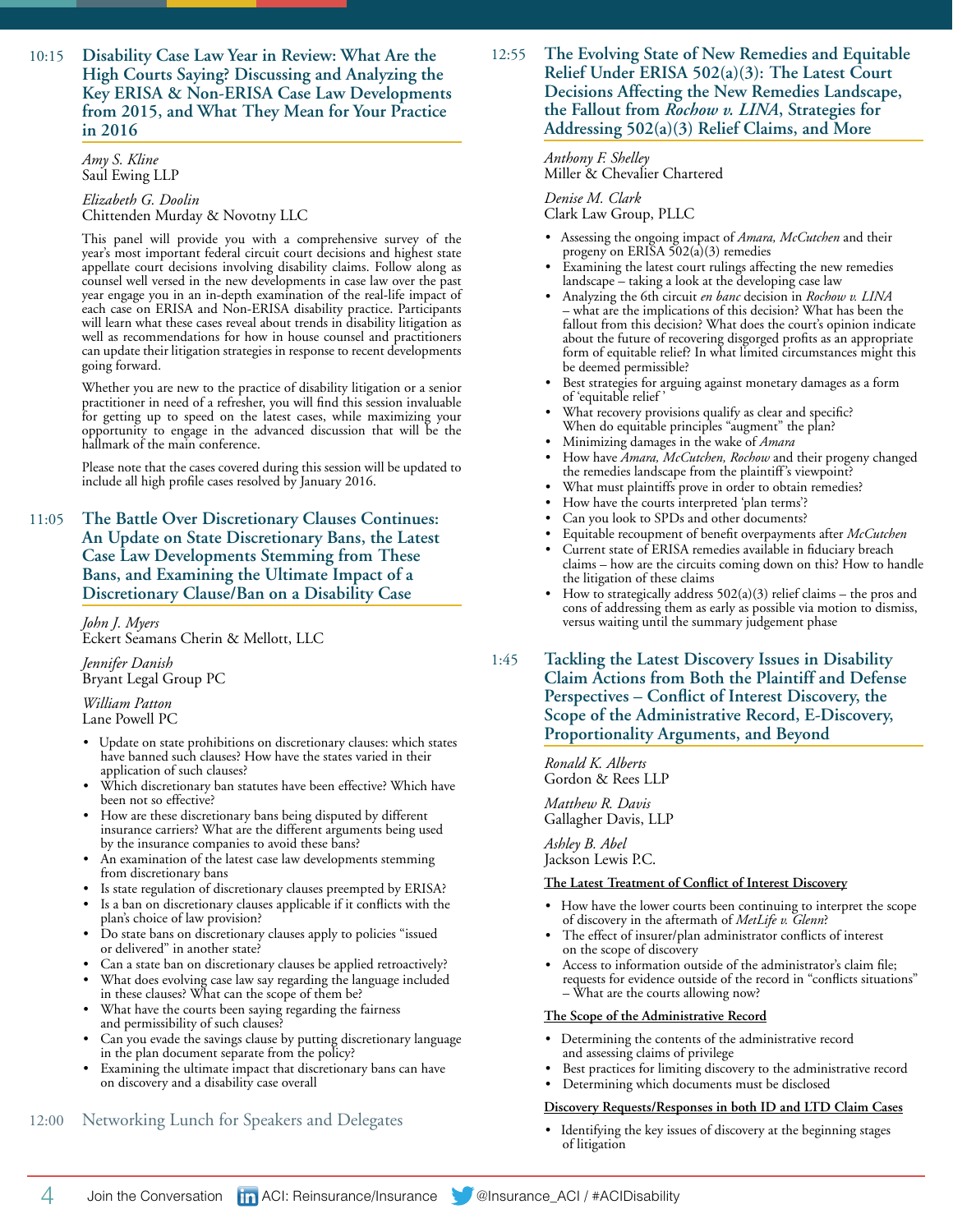## 10:15 Disability Case Law Year in Review: What Are the High Courts Saying? Discussing and Analyzing the Key ERISA & Non-ERISA Case Law Developments from 2015, and What They Mean for Your Practice in 2016

*Amy S. Kline*
Saul Ewing LLP

*Elizabeth G. Doolin*
Chittenden Murday & Novotny LLC

This panel will provide you with a comprehensive survey of the year's most important federal circuit court decisions and highest state appellate court decisions involving disability claims. Follow along as counsel well versed in the new developments in case law over the past year engage you in an in-depth examination of the real-life impact of each case on ERISA and Non-ERISA disability practice. Participants will learn what these cases reveal about trends in disability litigation as well as recommendations for how in house counsel and practitioners can update their litigation strategies in response to recent developments going forward.

Whether you are new to the practice of disability litigation or a senior practitioner in need of a refresher, you will find this session invaluable for getting up to speed on the latest cases, while maximizing your opportunity to engage in the advanced discussion that will be the hallmark of the main conference.

Please note that the cases covered during this session will be updated to include all high profile cases resolved by January 2016.

## 11:05 The Battle Over Discretionary Clauses Continues: An Update on State Discretionary Bans, the Latest Case Law Developments Stemming from These Bans, and Examining the Ultimate Impact of a Discretionary Clause/Ban on a Disability Case

*John J. Myers*
Eckert Seamans Cherin & Mellott, LLC

*Jennifer Danish*
Bryant Legal Group PC

*William Patton*
Lane Powell PC

- Update on state prohibitions on discretionary clauses: which states have banned such clauses? How have the states varied in their application of such clauses?
- Which discretionary ban statutes have been effective? Which have been not so effective?
- How are these discretionary bans being disputed by different insurance carriers? What are the different arguments being used by the insurance companies to avoid these bans?
- An examination of the latest case law developments stemming from discretionary bans
- Is state regulation of discretionary clauses preempted by ERISA?
- Is a ban on discretionary clauses applicable if it conflicts with the plan's choice of law provision?
- Do state bans on discretionary clauses apply to policies "issued or delivered" in another state?
- Can a state ban on discretionary clauses be applied retroactively?
- What does evolving case law say regarding the language included in these clauses? What can the scope of them be?
- What have the courts been saying regarding the fairness and permissibility of such clauses?
- Can you evade the savings clause by putting discretionary language in the plan document separate from the policy?
- Examining the ultimate impact that discretionary bans can have on discovery and a disability case overall

## 12:00 Networking Lunch for Speakers and Delegates

## 12:55 The Evolving State of New Remedies and Equitable Relief Under ERISA 502(a)(3): The Latest Court Decisions Affecting the New Remedies Landscape, the Fallout from *Rochow v. LINA*, Strategies for Addressing 502(a)(3) Relief Claims, and More

*Anthony F. Shelley*
Miller & Chevalier Chartered

*Denise M. Clark*
Clark Law Group, PLLC

- Assessing the ongoing impact of *Amara, McCutchen* and their progeny on ERISA 502(a)(3) remedies
- Examining the latest court rulings affecting the new remedies landscape – taking a look at the developing case law
- Analyzing the 6th circuit *en banc* decision in *Rochow v. LINA* – what are the implications of this decision? What has been the fallout from this decision? What does the court's opinion indicate about the future of recovering disgorged profits as an appropriate form of equitable relief? In what limited circumstances might this be deemed permissible?
- Best strategies for arguing against monetary damages as a form of 'equitable relief '
- What recovery provisions qualify as clear and specific? When do equitable principles "augment" the plan?
- Minimizing damages in the wake of *Amara*
- How have *Amara, McCutchen, Rochow* and their progeny changed the remedies landscape from the plaintiff's viewpoint?
- What must plaintiffs prove in order to obtain remedies?
- How have the courts interpreted 'plan terms'?
- Can you look to SPDs and other documents?
- Equitable recoupment of benefit overpayments after *McCutchen*
- Current state of ERISA remedies available in fiduciary breach claims – how are the circuits coming down on this? How to handle the litigation of these claims
- How to strategically address 502(a)(3) relief claims – the pros and cons of addressing them as early as possible via motion to dismiss, versus waiting until the summary judgement phase

## 1:45 Tackling the Latest Discovery Issues in Disability Claim Actions from Both the Plaintiff and Defense Perspectives – Conflict of Interest Discovery, the Scope of the Administrative Record, E-Discovery, Proportionality Arguments, and Beyond

*Ronald K. Alberts*
Gordon & Rees LLP

*Matthew R. Davis*
Gallagher Davis, LLP

*Ashley B. Abel*
Jackson Lewis P.C.

**The Latest Treatment of Conflict of Interest Discovery**

- How have the lower courts been continuing to interpret the scope of discovery in the aftermath of *MetLife v. Glenn*?
- The effect of insurer/plan administrator conflicts of interest on the scope of discovery
- Access to information outside of the administrator's claim file; requests for evidence outside of the record in "conflicts situations" – What are the courts allowing now?

**The Scope of the Administrative Record**

- Determining the contents of the administrative record and assessing claims of privilege
- Best practices for limiting discovery to the administrative record
- Determining which documents must be disclosed

**Discovery Requests/Responses in both ID and LTD Claim Cases**

- Identifying the key issues of discovery at the beginning stages of litigation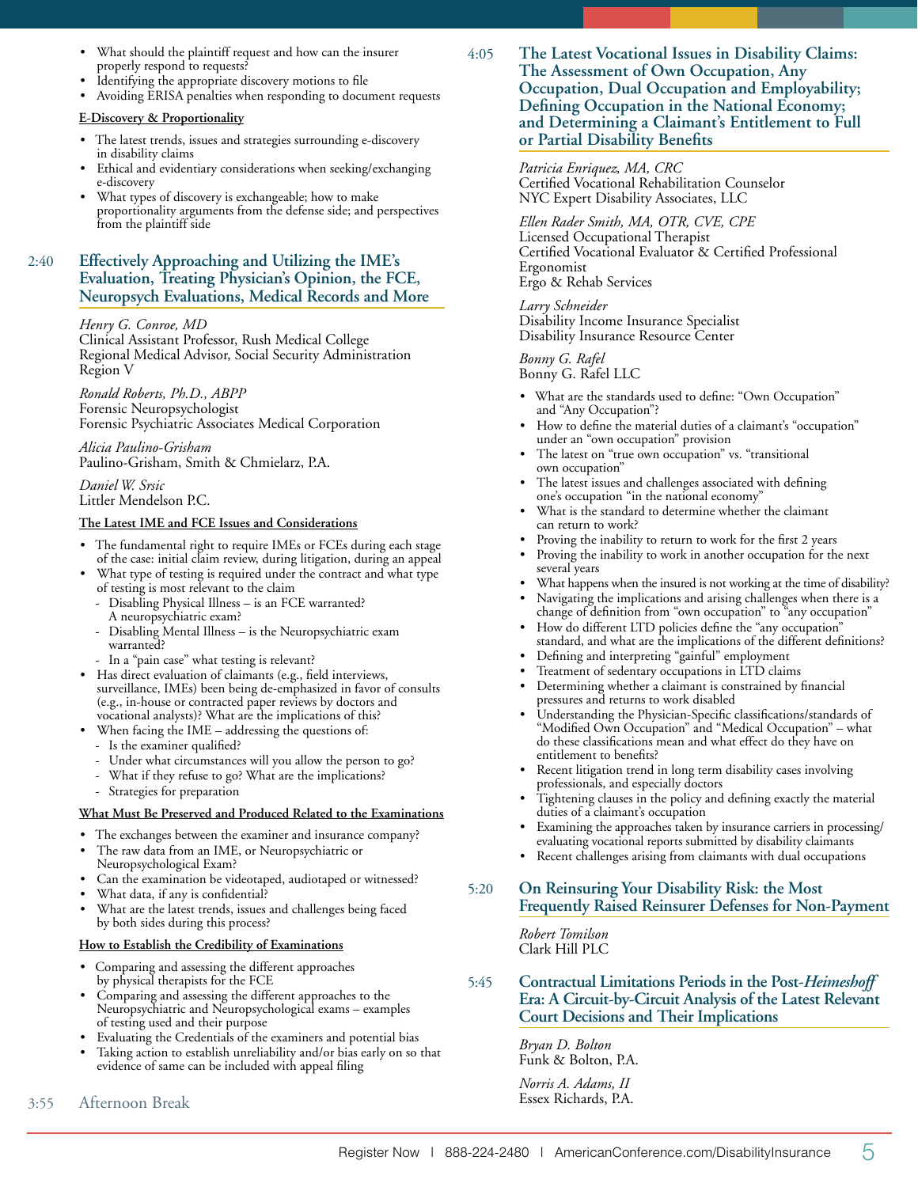- What should the plaintiff request and how can the insurer properly respond to requests?
- Identifying the appropriate discovery motions to file
- Avoiding ERISA penalties when responding to document requests

**E-Discovery & Proportionality**

- The latest trends, issues and strategies surrounding e-discovery in disability claims
- Ethical and evidentiary considerations when seeking/exchanging e-discovery
- What types of discovery is exchangeable; how to make proportionality arguments from the defense side; and perspectives from the plaintiff side

## 2:40 Effectively Approaching and Utilizing the IME's Evaluation, Treating Physician's Opinion, the FCE, Neuropsych Evaluations, Medical Records and More

*Henry G. Conroe, MD*
Clinical Assistant Professor, Rush Medical College
Regional Medical Advisor, Social Security Administration Region V

*Ronald Roberts, Ph.D., ABPP*
Forensic Neuropsychologist
Forensic Psychiatric Associates Medical Corporation

*Alicia Paulino-Grisham*
Paulino-Grisham, Smith & Chmielarz, P.A.

*Daniel W. Srsic*
Littler Mendelson P.C.

**The Latest IME and FCE Issues and Considerations**

- The fundamental right to require IMEs or FCEs during each stage of the case: initial claim review, during litigation, during an appeal
- What type of testing is required under the contract and what type of testing is most relevant to the claim
  - Disabling Physical Illness – is an FCE warranted? A neuropsychiatric exam?
  - Disabling Mental Illness – is the Neuropsychiatric exam warranted?
  - In a "pain case" what testing is relevant?
- Has direct evaluation of claimants (e.g., field interviews, surveillance, IMEs) been being de-emphasized in favor of consults (e.g., in-house or contracted paper reviews by doctors and vocational analysts)? What are the implications of this?
- When facing the IME – addressing the questions of:
  - Is the examiner qualified?
  - Under what circumstances will you allow the person to go?
  - What if they refuse to go? What are the implications?
  - Strategies for preparation

**What Must Be Preserved and Produced Related to the Examinations**

- The exchanges between the examiner and insurance company?
- The raw data from an IME, or Neuropsychiatric or Neuropsychological Exam?
- Can the examination be videotaped, audiotaped or witnessed?
- What data, if any is confidential?
- What are the latest trends, issues and challenges being faced by both sides during this process?

**How to Establish the Credibility of Examinations**

- Comparing and assessing the different approaches by physical therapists for the FCE
- Comparing and assessing the different approaches to the Neuropsychiatric and Neuropsychological exams – examples of testing used and their purpose
- Evaluating the Credentials of the examiners and potential bias
- Taking action to establish unreliability and/or bias early on so that evidence of same can be included with appeal filing

## 3:55 Afternoon Break

## 4:05 The Latest Vocational Issues in Disability Claims: The Assessment of Own Occupation, Any Occupation, Dual Occupation and Employability; Defining Occupation in the National Economy; and Determining a Claimant's Entitlement to Full or Partial Disability Benefits

*Patricia Enriquez, MA, CRC*
Certified Vocational Rehabilitation Counselor
NYC Expert Disability Associates, LLC

*Ellen Rader Smith, MA, OTR, CVE, CPE*
Licensed Occupational Therapist
Certified Vocational Evaluator & Certified Professional Ergonomist
Ergo & Rehab Services

*Larry Schneider*
Disability Income Insurance Specialist
Disability Insurance Resource Center

*Bonny G. Rafel*
Bonny G. Rafel LLC

- What are the standards used to define: "Own Occupation" and "Any Occupation"?
- How to define the material duties of a claimant's "occupation" under an "own occupation" provision
- The latest on "true own occupation" vs. "transitional own occupation"
- The latest issues and challenges associated with defining one's occupation "in the national economy"
- What is the standard to determine whether the claimant can return to work?
- Proving the inability to return to work for the first 2 years
- Proving the inability to work in another occupation for the next several years
- What happens when the insured is not working at the time of disability?
- Navigating the implications and arising challenges when there is a change of definition from "own occupation" to "any occupation"
- How do different LTD policies define the "any occupation" standard, and what are the implications of the different definitions?
- Defining and interpreting "gainful" employment
- Treatment of sedentary occupations in LTD claims
- Determining whether a claimant is constrained by financial pressures and returns to work disabled
- Understanding the Physician-Specific classifications/standards of "Modified Own Occupation" and "Medical Occupation" – what do these classifications mean and what effect do they have on entitlement to benefits?
- Recent litigation trend in long term disability cases involving professionals, and especially doctors
- Tightening clauses in the policy and defining exactly the material duties of a claimant's occupation
- Examining the approaches taken by insurance carriers in processing/evaluating vocational reports submitted by disability claimants
- Recent challenges arising from claimants with dual occupations

## 5:20 On Reinsuring Your Disability Risk: the Most Frequently Raised Reinsurer Defenses for Non-Payment

*Robert Tomilson*
Clark Hill PLC

## 5:45 Contractual Limitations Periods in the Post-*Heimeshoff* Era: A Circuit-by-Circuit Analysis of the Latest Relevant Court Decisions and Their Implications

*Bryan D. Bolton*
Funk & Bolton, P.A.

*Norris A. Adams, II*
Essex Richards, P.A.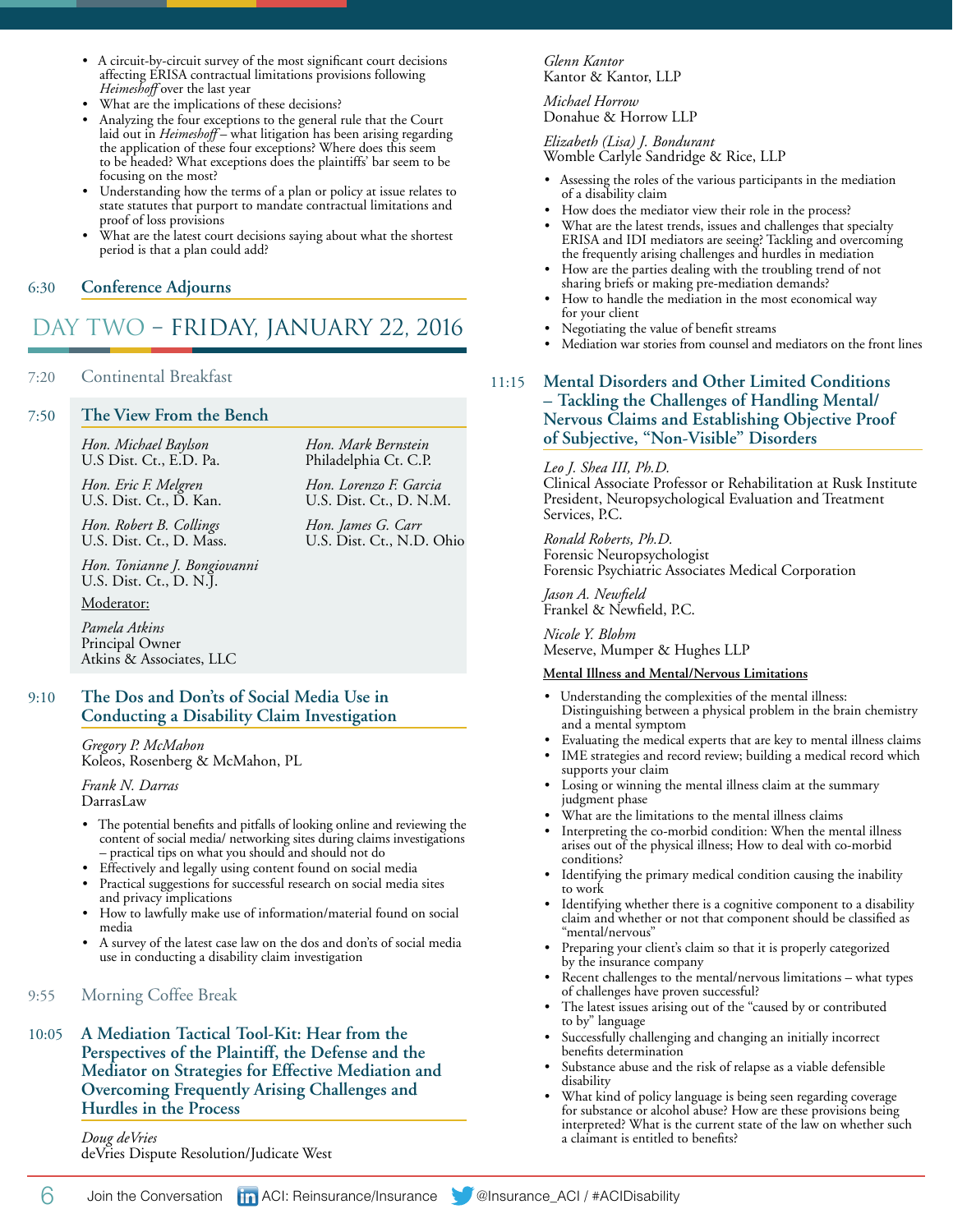- A circuit-by-circuit survey of the most significant court decisions affecting ERISA contractual limitations provisions following *Heimeshoff* over the last year
- What are the implications of these decisions?
- Analyzing the four exceptions to the general rule that the Court laid out in *Heimeshoff* – what litigation has been arising regarding the application of these four exceptions? Where does this seem to be headed? What exceptions does the plaintiffs' bar seem to be focusing on the most?
- Understanding how the terms of a plan or policy at issue relates to state statutes that purport to mandate contractual limitations and proof of loss provisions
- What are the latest court decisions saying about what the shortest period is that a plan could add?

6:30 **Conference Adjourns**

# DAY TWO – FRIDAY, JANUARY 22, 2016

7:20 Continental Breakfast

7:50 **The View From the Bench**

*Hon. Michael Baylson*
U.S Dist. Ct., E.D. Pa.

*Hon. Eric F. Melgren*
U.S. Dist. Ct., D. Kan.

*Hon. Robert B. Collings*
U.S. Dist. Ct., D. Mass.

*Hon. Tonianne J. Bongiovanni*
U.S. Dist. Ct., D. N.J.

*Hon. Mark Bernstein*
Philadelphia Ct. C.P.

*Hon. Lorenzo F. Garcia*
U.S. Dist. Ct., D. N.M.

*Hon. James G. Carr*
U.S. Dist. Ct., N.D. Ohio

Moderator:

*Pamela Atkins*
Principal Owner
Atkins & Associates, LLC

9:10 **The Dos and Don'ts of Social Media Use in Conducting a Disability Claim Investigation**

*Gregory P. McMahon*
Koleos, Rosenberg & McMahon, PL

*Frank N. Darras*
DarrasLaw

- The potential benefits and pitfalls of looking online and reviewing the content of social media/ networking sites during claims investigations – practical tips on what you should and should not do
- Effectively and legally using content found on social media
- Practical suggestions for successful research on social media sites and privacy implications
- How to lawfully make use of information/material found on social media
- A survey of the latest case law on the dos and don'ts of social media use in conducting a disability claim investigation

9:55 Morning Coffee Break

10:05 **A Mediation Tactical Tool-Kit: Hear from the Perspectives of the Plaintiff, the Defense and the Mediator on Strategies for Effective Mediation and Overcoming Frequently Arising Challenges and Hurdles in the Process**

*Doug deVries*
deVries Dispute Resolution/Judicate West

*Glenn Kantor*
Kantor & Kantor, LLP

*Michael Horrow*
Donahue & Horrow LLP

*Elizabeth (Lisa) J. Bondurant*
Womble Carlyle Sandridge & Rice, LLP

- Assessing the roles of the various participants in the mediation of a disability claim
- How does the mediator view their role in the process?
- What are the latest trends, issues and challenges that specialty ERISA and IDI mediators are seeing? Tackling and overcoming the frequently arising challenges and hurdles in mediation
- How are the parties dealing with the troubling trend of not sharing briefs or making pre-mediation demands?
- How to handle the mediation in the most economical way for your client
- Negotiating the value of benefit streams
- Mediation war stories from counsel and mediators on the front lines

11:15 **Mental Disorders and Other Limited Conditions – Tackling the Challenges of Handling Mental/ Nervous Claims and Establishing Objective Proof of Subjective, "Non-Visible" Disorders**

*Leo J. Shea III, Ph.D.*
Clinical Associate Professor or Rehabilitation at Rusk Institute
President, Neuropsychological Evaluation and Treatment Services, P.C.

*Ronald Roberts, Ph.D.*
Forensic Neuropsychologist
Forensic Psychiatric Associates Medical Corporation

*Jason A. Newfield*
Frankel & Newfield, P.C.

*Nicole Y. Blohm*
Meserve, Mumper & Hughes LLP

**Mental Illness and Mental/Nervous Limitations**

- Understanding the complexities of the mental illness: Distinguishing between a physical problem in the brain chemistry and a mental symptom
- Evaluating the medical experts that are key to mental illness claims
- IME strategies and record review; building a medical record which supports your claim
- Losing or winning the mental illness claim at the summary judgment phase
- What are the limitations to the mental illness claims
- Interpreting the co-morbid condition: When the mental illness arises out of the physical illness; How to deal with co-morbid conditions?
- Identifying the primary medical condition causing the inability to work
- Identifying whether there is a cognitive component to a disability claim and whether or not that component should be classified as "mental/nervous"
- Preparing your client's claim so that it is properly categorized by the insurance company
- Recent challenges to the mental/nervous limitations – what types of challenges have proven successful?
- The latest issues arising out of the "caused by or contributed to by" language
- Successfully challenging and changing an initially incorrect benefits determination
- Substance abuse and the risk of relapse as a viable defensible disability
- What kind of policy language is being seen regarding coverage for substance or alcohol abuse? How are these provisions being interpreted? What is the current state of the law on whether such a claimant is entitled to benefits?

Join the Conversation ACI: Reinsurance/Insurance @Insurance_ACI / #ACIDisability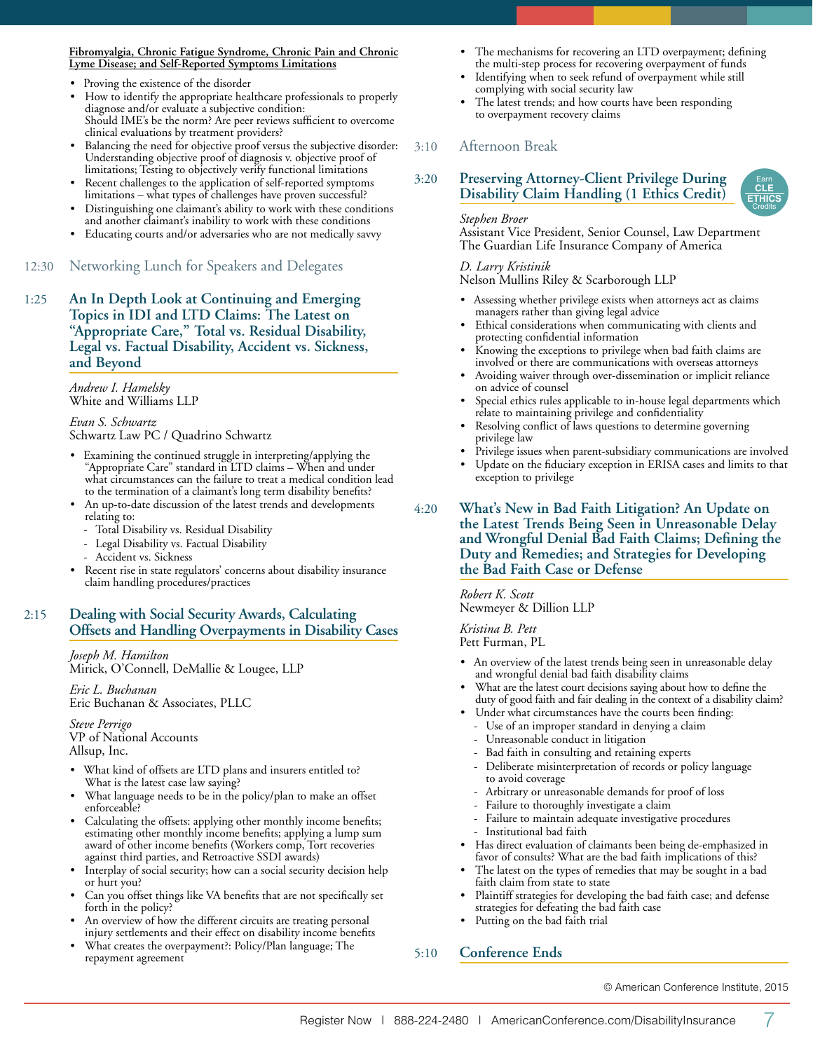**Fibromyalgia, Chronic Fatigue Syndrome, Chronic Pain and Chronic Lyme Disease; and Self-Reported Symptoms Limitations**

- Proving the existence of the disorder
- How to identify the appropriate healthcare professionals to properly diagnose and/or evaluate a subjective condition: Should IME's be the norm? Are peer reviews sufficient to overcome clinical evaluations by treatment providers?
- Balancing the need for objective proof versus the subjective disorder: Understanding objective proof of diagnosis v. objective proof of limitations; Testing to objectively verify functional limitations
- Recent challenges to the application of self-reported symptoms limitations – what types of challenges have proven successful?
- Distinguishing one claimant's ability to work with these conditions and another claimant's inability to work with these conditions
- Educating courts and/or adversaries who are not medically savvy

12:30 Networking Lunch for Speakers and Delegates

## 1:25 An In Depth Look at Continuing and Emerging Topics in IDI and LTD Claims: The Latest on "Appropriate Care," Total vs. Residual Disability, Legal vs. Factual Disability, Accident vs. Sickness, and Beyond

*Andrew I. Hamelsky*
White and Williams LLP

*Evan S. Schwartz*
Schwartz Law PC / Quadrino Schwartz

- Examining the continued struggle in interpreting/applying the "Appropriate Care" standard in LTD claims – When and under what circumstances can the failure to treat a medical condition lead to the termination of a claimant's long term disability benefits?
- An up-to-date discussion of the latest trends and developments relating to:
  - Total Disability vs. Residual Disability
  - Legal Disability vs. Factual Disability
  - Accident vs. Sickness
- Recent rise in state regulators' concerns about disability insurance claim handling procedures/practices

## 2:15 Dealing with Social Security Awards, Calculating Offsets and Handling Overpayments in Disability Cases

*Joseph M. Hamilton*
Mirick, O'Connell, DeMallie & Lougee, LLP

*Eric L. Buchanan*
Eric Buchanan & Associates, PLLC

*Steve Perrigo*
VP of National Accounts
Allsup, Inc.

- What kind of offsets are LTD plans and insurers entitled to? What is the latest case law saying?
- What language needs to be in the policy/plan to make an offset enforceable?
- Calculating the offsets: applying other monthly income benefits; estimating other monthly income benefits; applying a lump sum award of other income benefits (Workers comp, Tort recoveries against third parties, and Retroactive SSDI awards)
- Interplay of social security; how can a social security decision help or hurt you?
- Can you offset things like VA benefits that are not specifically set forth in the policy?
- An overview of how the different circuits are treating personal injury settlements and their effect on disability income benefits
- What creates the overpayment?: Policy/Plan language; The repayment agreement
- The mechanisms for recovering an LTD overpayment; defining the multi-step process for recovering overpayment of funds
- Identifying when to seek refund of overpayment while still complying with social security law
- The latest trends; and how courts have been responding to overpayment recovery claims

3:10 Afternoon Break

## 3:20 Preserving Attorney-Client Privilege During Disability Claim Handling (1 Ethics Credit)

Earn CLE ETHICS Credits

*Stephen Broer*
Assistant Vice President, Senior Counsel, Law Department
The Guardian Life Insurance Company of America

*D. Larry Kristinik*
Nelson Mullins Riley & Scarborough LLP

- Assessing whether privilege exists when attorneys act as claims managers rather than giving legal advice
- Ethical considerations when communicating with clients and protecting confidential information
- Knowing the exceptions to privilege when bad faith claims are involved or there are communications with overseas attorneys
- Avoiding waiver through over-dissemination or implicit reliance on advice of counsel
- Special ethics rules applicable to in-house legal departments which relate to maintaining privilege and confidentiality
- Resolving conflict of laws questions to determine governing privilege law
- Privilege issues when parent-subsidiary communications are involved
- Update on the fiduciary exception in ERISA cases and limits to that exception to privilege

## 4:20 What's New in Bad Faith Litigation? An Update on the Latest Trends Being Seen in Unreasonable Delay and Wrongful Denial Bad Faith Claims; Defining the Duty and Remedies; and Strategies for Developing the Bad Faith Case or Defense

*Robert K. Scott*
Newmeyer & Dillion LLP

*Kristina B. Pett*
Pett Furman, PL

- An overview of the latest trends being seen in unreasonable delay and wrongful denial bad faith disability claims
- What are the latest court decisions saying about how to define the duty of good faith and fair dealing in the context of a disability claim?
- Under what circumstances have the courts been finding:
  - Use of an improper standard in denying a claim
  - Unreasonable conduct in litigation
  - Bad faith in consulting and retaining experts
  - Deliberate misinterpretation of records or policy language to avoid coverage
  - Arbitrary or unreasonable demands for proof of loss
  - Failure to thoroughly investigate a claim
  - Failure to maintain adequate investigative procedures
  - Institutional bad faith
- Has direct evaluation of claimants been being de-emphasized in favor of consults? What are the bad faith implications of this?
- The latest on the types of remedies that may be sought in a bad faith claim from state to state
- Plaintiff strategies for developing the bad faith case; and defense strategies for defeating the bad faith case
- Putting on the bad faith trial

## 5:10 Conference Ends

© American Conference Institute, 2015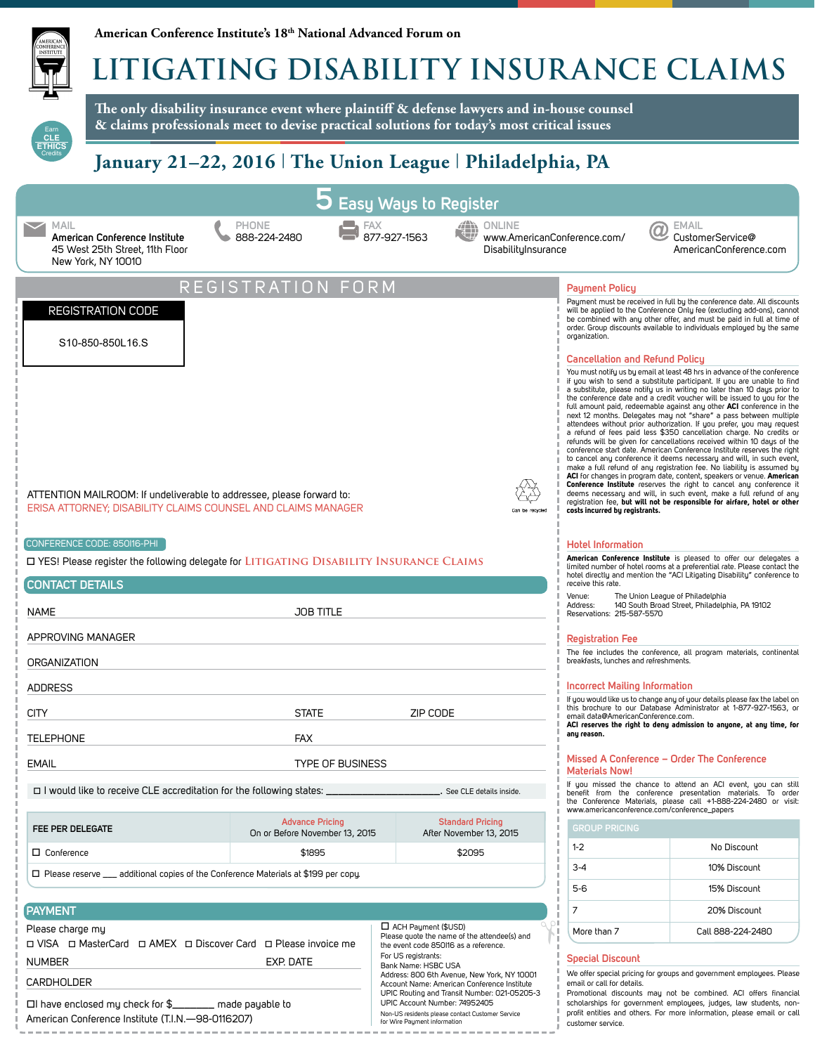American Conference Institute's 18th National Advanced Forum on

# LITIGATING DISABILITY INSURANCE CLAIMS

**The only disability insurance event where plaintiff & defense lawyers and in-house counsel & claims professionals meet to devise practical solutions for today's most critical issues**

Earn CLE ETHICS Credits

## January 21–22, 2016 | The Union League | Philadelphia, PA

## 5 Easy Ways to Register

**MAIL**
American Conference Institute
45 West 25th Street, 11th Floor
New York, NY 10010

**PHONE**
888-224-2480

**FAX**
877-927-1563

**ONLINE**
www.AmericanConference.com/DisabilityInsurance

**EMAIL**
CustomerService@AmericanConference.com

## REGISTRATION FORM

**REGISTRATION CODE**

S10-850-850L16.S

ATTENTION MAILROOM: If undeliverable to addressee, please forward to:
ERISA ATTORNEY; DISABILITY CLAIMS COUNSEL AND CLAIMS MANAGER

Can be recycled

CONFERENCE CODE: 850I16-PHI

☐ YES! Please register the following delegate for LITIGATING DISABILITY INSURANCE CLAIMS

### CONTACT DETAILS

NAME _______________ JOB TITLE _______________

APPROVING MANAGER _______________

ORGANIZATION _______________

ADDRESS _______________

CITY _______________ STATE _______________ ZIP CODE _______________

TELEPHONE _______________ FAX _______________

EMAIL _______________ TYPE OF BUSINESS _______________

☐ I would like to receive CLE accreditation for the following states: _______________. See CLE details inside.

| FEE PER DELEGATE | Advance Pricing On or Before November 13, 2015 | Standard Pricing After November 13, 2015 |
|---|---|---|
| ☐ Conference | $1895 | $2095 |

☐ Please reserve ___ additional copies of the Conference Materials at $199 per copy.

### PAYMENT

Please charge my
☐ VISA ☐ MasterCard ☐ AMEX ☐ Discover Card ☐ Please invoice me

NUMBER _______________ EXP. DATE _______________

CARDHOLDER _______________

☐ I have enclosed my check for $________ made payable to
American Conference Institute (T.I.N.—98-0116207)

☐ ACH Payment ($USD)
Please quote the name of the attendee(s) and the event code 850I16 as a reference.
For US registrants:
Bank Name: HSBC USA
Address: 800 6th Avenue, New York, NY 10001
Account Name: American Conference Institute
UPIC Routing and Transit Number: 021-05205-3
UPIC Account Number: 74952405
Non-US residents please contact Customer Service for Wire Payment information

### Payment Policy

Payment must be received in full by the conference date. All discounts will be applied to the Conference Only fee (excluding add-ons), cannot be combined with any other offer, and must be paid in full at time of order. Group discounts available to individuals employed by the same organization.

### Cancellation and Refund Policy

You must notify us by email at least 48 hrs in advance of the conference if you wish to send a substitute participant. If you are unable to find a substitute, please notify us in writing no later than 10 days prior to the conference date and a credit voucher will be issued to you for the full amount paid, redeemable against any other **ACI** conference in the next 12 months. Delegates may not "share" a pass between multiple attendees without prior authorization. If you prefer, you may request a refund of fees paid less $350 cancellation charge. No credits or refunds will be given for cancellations received within 10 days of the conference start date. American Conference Institute reserves the right to cancel any conference it deems necessary and will, in such event, make a full refund of any registration fee. No liability is assumed by **ACI** for changes in program date, content, speakers or venue. **American Conference Institute** reserves the right to cancel any conference it deems necessary and will, in such event, make a full refund of any registration fee, **but will not be responsible for airfare, hotel or other costs incurred by registrants.**

### Hotel Information

**American Conference Institute** is pleased to offer our delegates a limited number of hotel rooms at a preferential rate. Please contact the hotel directly and mention the "ACI Litigating Disability" conference to receive this rate.

Venue: The Union League of Philadelphia
Address: 140 South Broad Street, Philadelphia, PA 19102
Reservations: 215-587-5570

### Registration Fee

The fee includes the conference, all program materials, continental breakfasts, lunches and refreshments.

### Incorrect Mailing Information

If you would like us to change any of your details please fax the label on this brochure to our Database Administrator at 1-877-927-1563, or email data@AmericanConference.com.
**ACI reserves the right to deny admission to anyone, at any time, for any reason.**

### Missed A Conference – Order The Conference Materials Now!

If you missed the chance to attend an ACI event, you can still benefit from the conference presentation materials. To order the Conference Materials, please call +1-888-224-2480 or visit: www.americanconference.com/conference_papers

| GROUP PRICING | |
|---|---|
| 1-2 | No Discount |
| 3-4 | 10% Discount |
| 5-6 | 15% Discount |
| 7 | 20% Discount |
| More than 7 | Call 888-224-2480 |

### Special Discount

We offer special pricing for groups and government employees. Please email or call for details.
Promotional discounts may not be combined. ACI offers financial scholarships for government employees, judges, law students, non-profit entities and others. For more information, please email or call customer service.